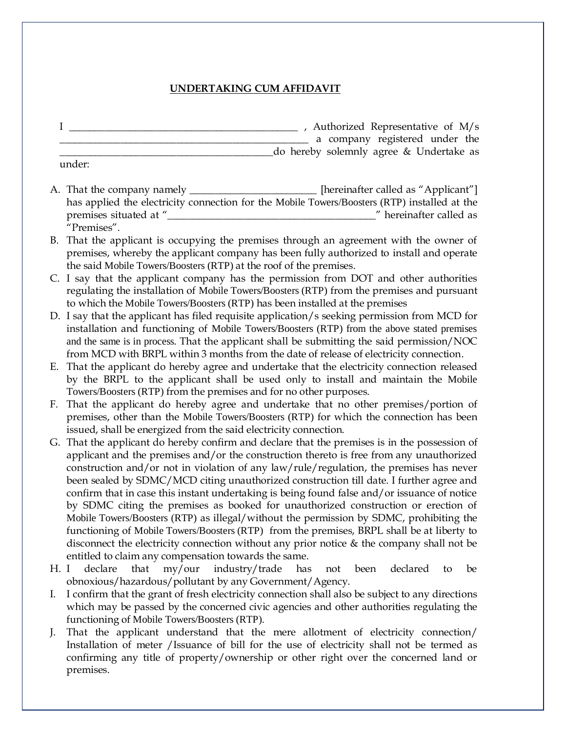**UNDERTAKING CUM AFFIDAVIT**

I _____________________________________________ , Authorized Representative of M/s _______________________________________________ a company registered under the ________________________________________do hereby solemnly agree & Undertake as under:

A. That the company namely ________________________ [hereinafter called as "Applicant"] has applied the electricity connection for the Mobile Towers/Boosters (RTP) installed at the premises situated at "_________________________________________" hereinafter called as "Premises".

B. That the applicant is occupying the premises through an agreement with the owner of premises, whereby the applicant company has been fully authorized to install and operate the said Mobile Towers/Boosters (RTP) at the roof of the premises.

C. I say that the applicant company has the permission from DOT and other authorities regulating the installation of Mobile Towers/Boosters (RTP) from the premises and pursuant to which the Mobile Towers/Boosters (RTP) has been installed at the premises

D. I say that the applicant has filed requisite application/s seeking permission from MCD for installation and functioning of Mobile Towers/Boosters (RTP) from the above stated premises and the same is in process. That the applicant shall be submitting the said permission/NOC from MCD with BRPL within 3 months from the date of release of electricity connection.

E. That the applicant do hereby agree and undertake that the electricity connection released by the BRPL to the applicant shall be used only to install and maintain the Mobile Towers/Boosters (RTP) from the premises and for no other purposes.

F. That the applicant do hereby agree and undertake that no other premises/portion of premises, other than the Mobile Towers/Boosters (RTP) for which the connection has been issued, shall be energized from the said electricity connection.

G. That the applicant do hereby confirm and declare that the premises is in the possession of applicant and the premises and/or the construction thereto is free from any unauthorized construction and/or not in violation of any law/rule/regulation, the premises has never been sealed by SDMC/MCD citing unauthorized construction till date. I further agree and confirm that in case this instant undertaking is being found false and/or issuance of notice by SDMC citing the premises as booked for unauthorized construction or erection of Mobile Towers/Boosters (RTP) as illegal/without the permission by SDMC, prohibiting the functioning of Mobile Towers/Boosters (RTP) from the premises, BRPL shall be at liberty to disconnect the electricity connection without any prior notice & the company shall not be entitled to claim any compensation towards the same.

H. I declare that my/our industry/trade has not been declared to be obnoxious/hazardous/pollutant by any Government/Agency.

I. I confirm that the grant of fresh electricity connection shall also be subject to any directions which may be passed by the concerned civic agencies and other authorities regulating the functioning of Mobile Towers/Boosters (RTP).

J. That the applicant understand that the mere allotment of electricity connection/ Installation of meter /Issuance of bill for the use of electricity shall not be termed as confirming any title of property/ownership or other right over the concerned land or premises.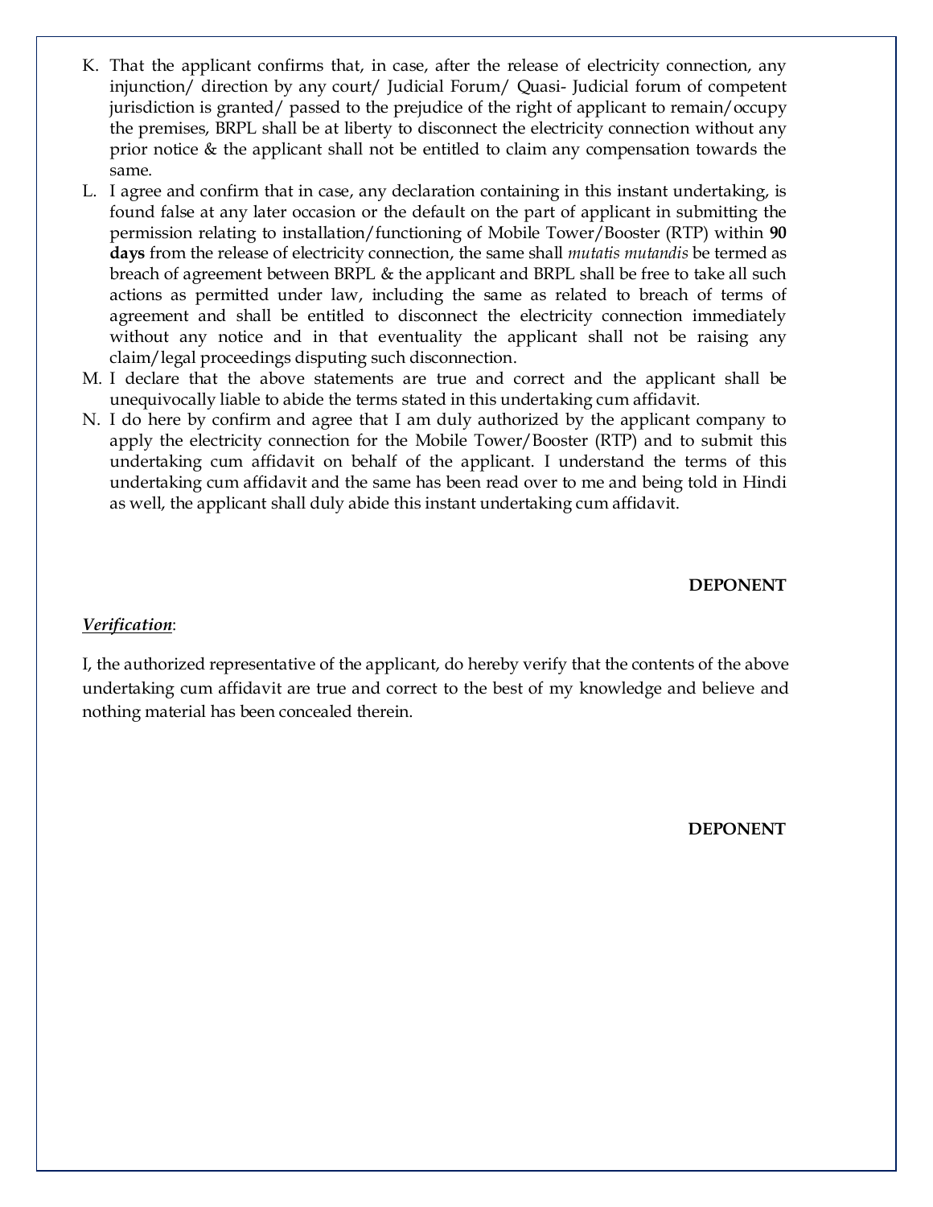K. That the applicant confirms that, in case, after the release of electricity connection, any injunction/ direction by any court/ Judicial Forum/ Quasi- Judicial forum of competent jurisdiction is granted/ passed to the prejudice of the right of applicant to remain/occupy the premises, BRPL shall be at liberty to disconnect the electricity connection without any prior notice & the applicant shall not be entitled to claim any compensation towards the same.

L. I agree and confirm that in case, any declaration containing in this instant undertaking, is found false at any later occasion or the default on the part of applicant in submitting the permission relating to installation/functioning of Mobile Tower/Booster (RTP) within **90 days** from the release of electricity connection, the same shall *mutatis mutandis* be termed as breach of agreement between BRPL & the applicant and BRPL shall be free to take all such actions as permitted under law, including the same as related to breach of terms of agreement and shall be entitled to disconnect the electricity connection immediately without any notice and in that eventuality the applicant shall not be raising any claim/legal proceedings disputing such disconnection.

M. I declare that the above statements are true and correct and the applicant shall be unequivocally liable to abide the terms stated in this undertaking cum affidavit.

N. I do here by confirm and agree that I am duly authorized by the applicant company to apply the electricity connection for the Mobile Tower/Booster (RTP) and to submit this undertaking cum affidavit on behalf of the applicant. I understand the terms of this undertaking cum affidavit and the same has been read over to me and being told in Hindi as well, the applicant shall duly abide this instant undertaking cum affidavit.

**DEPONENT**

***Verification***:

I, the authorized representative of the applicant, do hereby verify that the contents of the above undertaking cum affidavit are true and correct to the best of my knowledge and believe and nothing material has been concealed therein.

**DEPONENT**